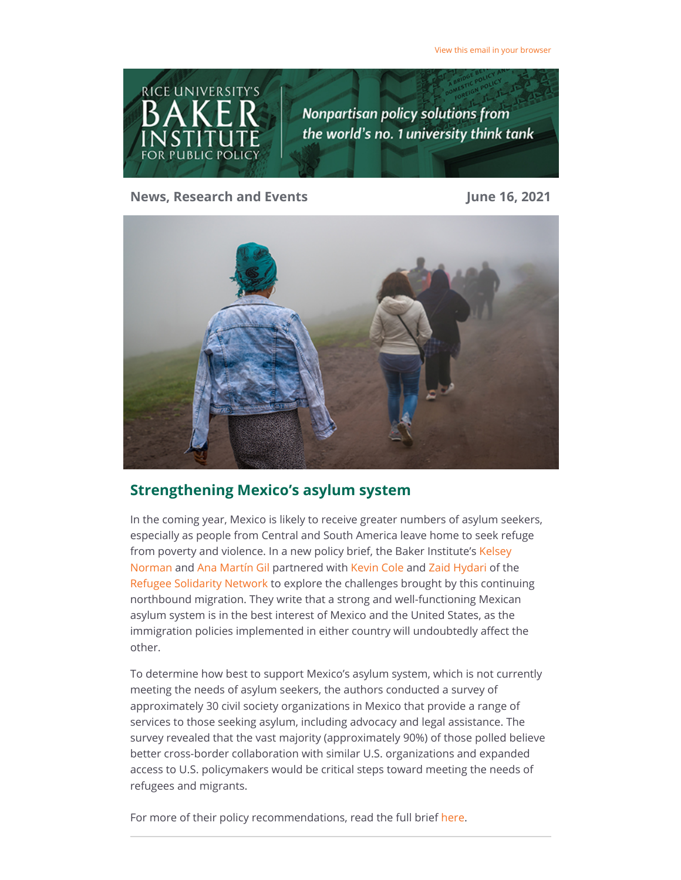View this email in your browser

**News, Research and Events** — **June 16, 2021**

## Strengthening Mexico's asylum system

In the coming year, Mexico is likely to receive greater numbers of asylum seekers, especially as people from Central and South America leave home to seek refuge from poverty and violence. In a new policy brief, the Baker Institute's Kelsey Norman and Ana Martín Gil partnered with Kevin Cole and Zaid Hydari of the Refugee Solidarity Network to explore the challenges brought by this continuing northbound migration. They write that a strong and well-functioning Mexican asylum system is in the best interest of Mexico and the United States, as the immigration policies implemented in either country will undoubtedly affect the other.

To determine how best to support Mexico's asylum system, which is not currently meeting the needs of asylum seekers, the authors conducted a survey of approximately 30 civil society organizations in Mexico that provide a range of services to those seeking asylum, including advocacy and legal assistance. The survey revealed that the vast majority (approximately 90%) of those polled believe better cross-border collaboration with similar U.S. organizations and expanded access to U.S. policymakers would be critical steps toward meeting the needs of refugees and migrants.

For more of their policy recommendations, read the full brief here.

---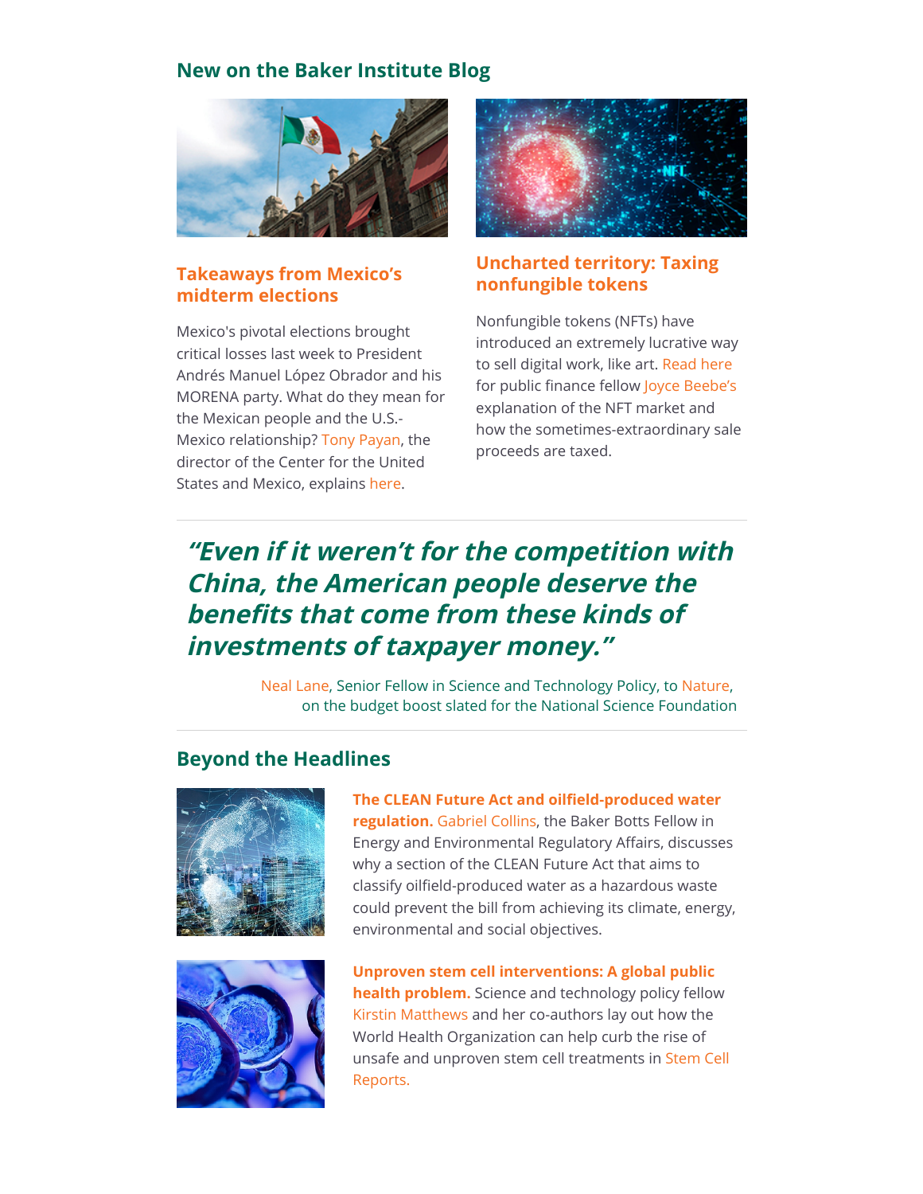## New on the Baker Institute Blog

### Takeaways from Mexico's midterm elections

Mexico's pivotal elections brought critical losses last week to President Andrés Manuel López Obrador and his MORENA party. What do they mean for the Mexican people and the U.S.-Mexico relationship? Tony Payan, the director of the Center for the United States and Mexico, explains here.

### Uncharted territory: Taxing nonfungible tokens

Nonfungible tokens (NFTs) have introduced an extremely lucrative way to sell digital work, like art. Read here for public finance fellow Joyce Beebe's explanation of the NFT market and how the sometimes-extraordinary sale proceeds are taxed.

---

> ***"Even if it weren't for the competition with China, the American people deserve the benefits that come from these kinds of investments of taxpayer money."***
>
> Neal Lane, Senior Fellow in Science and Technology Policy, to Nature, on the budget boost slated for the National Science Foundation

---

## Beyond the Headlines

**The CLEAN Future Act and oilfield-produced water regulation.** Gabriel Collins, the Baker Botts Fellow in Energy and Environmental Regulatory Affairs, discusses why a section of the CLEAN Future Act that aims to classify oilfield-produced water as a hazardous waste could prevent the bill from achieving its climate, energy, environmental and social objectives.

**Unproven stem cell interventions: A global public health problem.** Science and technology policy fellow Kirstin Matthews and her co-authors lay out how the World Health Organization can help curb the rise of unsafe and unproven stem cell treatments in Stem Cell Reports.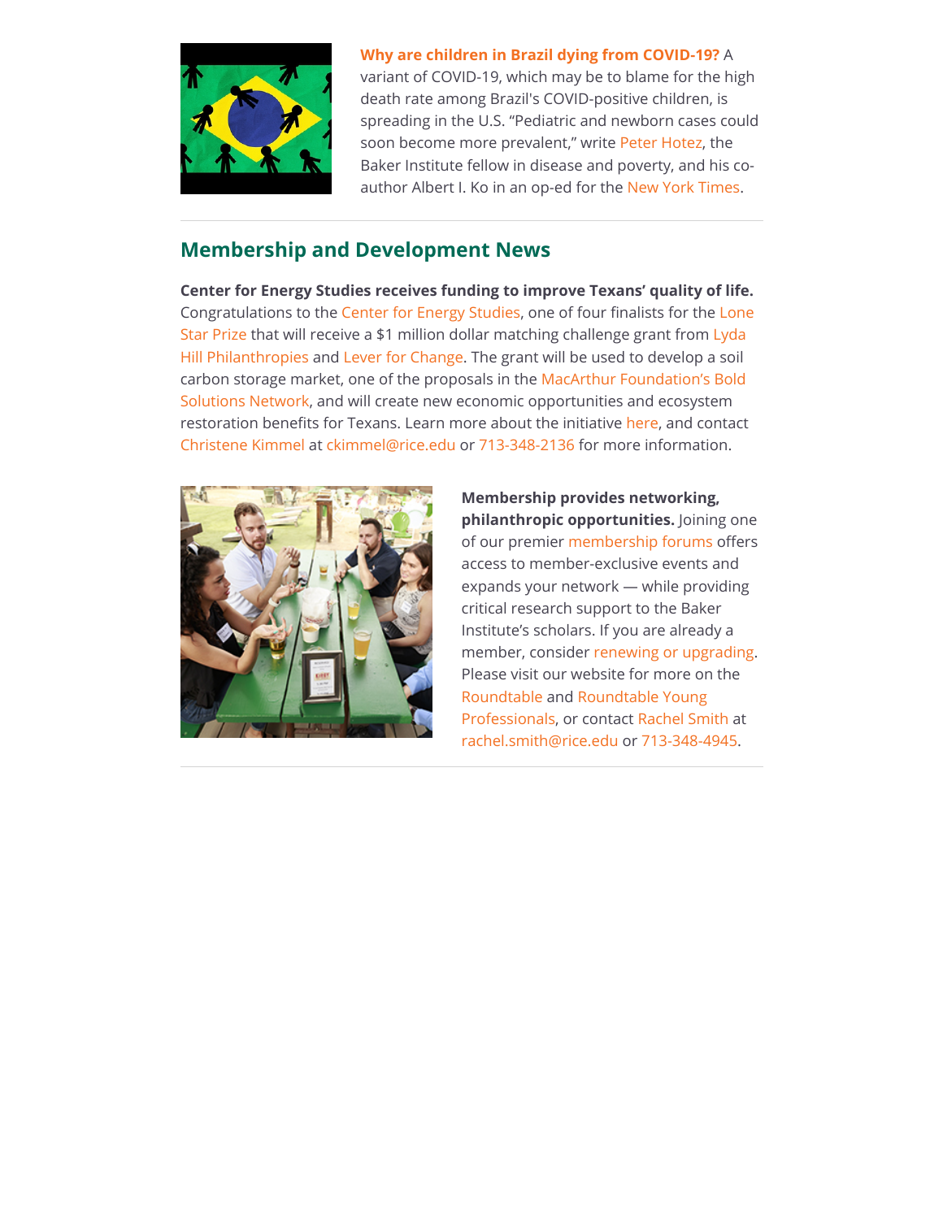**Why are children in Brazil dying from COVID-19?** A variant of COVID-19, which may be to blame for the high death rate among Brazil's COVID-positive children, is spreading in the U.S. "Pediatric and newborn cases could soon become more prevalent," write Peter Hotez, the Baker Institute fellow in disease and poverty, and his co-author Albert I. Ko in an op-ed for the New York Times.

## Membership and Development News

**Center for Energy Studies receives funding to improve Texans' quality of life.** Congratulations to the Center for Energy Studies, one of four finalists for the Lone Star Prize that will receive a $1 million dollar matching challenge grant from Lyda Hill Philanthropies and Lever for Change. The grant will be used to develop a soil carbon storage market, one of the proposals in the MacArthur Foundation's Bold Solutions Network, and will create new economic opportunities and ecosystem restoration benefits for Texans. Learn more about the initiative here, and contact Christene Kimmel at ckimmel@rice.edu or 713-348-2136 for more information.

**Membership provides networking, philanthropic opportunities.** Joining one of our premier membership forums offers access to member-exclusive events and expands your network — while providing critical research support to the Baker Institute's scholars. If you are already a member, consider renewing or upgrading. Please visit our website for more on the Roundtable and Roundtable Young Professionals, or contact Rachel Smith at rachel.smith@rice.edu or 713-348-4945.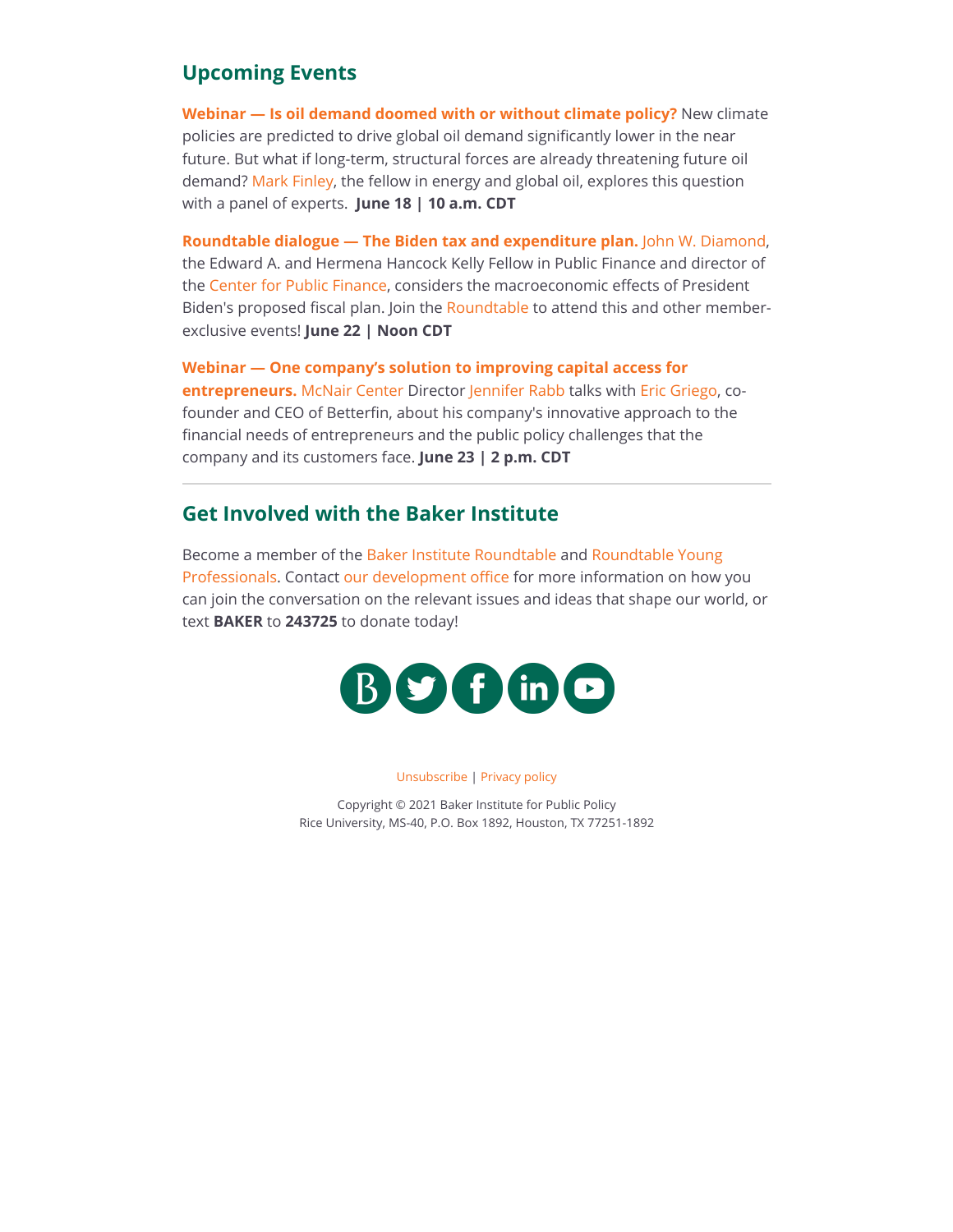## Upcoming Events

**Webinar — Is oil demand doomed with or without climate policy?** New climate policies are predicted to drive global oil demand significantly lower in the near future. But what if long-term, structural forces are already threatening future oil demand? Mark Finley, the fellow in energy and global oil, explores this question with a panel of experts. **June 18 | 10 a.m. CDT**

**Roundtable dialogue — The Biden tax and expenditure plan.** John W. Diamond, the Edward A. and Hermena Hancock Kelly Fellow in Public Finance and director of the Center for Public Finance, considers the macroeconomic effects of President Biden's proposed fiscal plan. Join the Roundtable to attend this and other member-exclusive events! **June 22 | Noon CDT**

**Webinar — One company's solution to improving capital access for entrepreneurs.** McNair Center Director Jennifer Rabb talks with Eric Griego, co-founder and CEO of Betterfin, about his company's innovative approach to the financial needs of entrepreneurs and the public policy challenges that the company and its customers face. **June 23 | 2 p.m. CDT**

---

## Get Involved with the Baker Institute

Become a member of the Baker Institute Roundtable and Roundtable Young Professionals. Contact our development office for more information on how you can join the conversation on the relevant issues and ideas that shape our world, or text **BAKER** to **243725** to donate today!

Unsubscribe | Privacy policy

Copyright © 2021 Baker Institute for Public Policy
Rice University, MS-40, P.O. Box 1892, Houston, TX 77251-1892